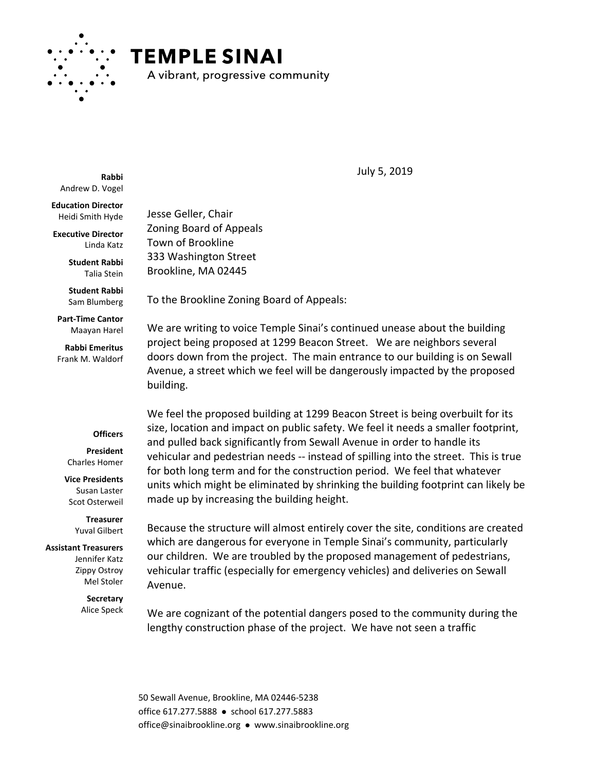# TEMPLE SINAI

A vibrant, progressive community

**Rabbi**
Andrew D. Vogel

**Education Director**
Heidi Smith Hyde

**Executive Director**
Linda Katz

**Student Rabbi**
Talia Stein

**Student Rabbi**
Sam Blumberg

**Part-Time Cantor**
Maayan Harel

**Rabbi Emeritus**
Frank M. Waldorf

**Officers**

**President**
Charles Homer

**Vice Presidents**
Susan Laster
Scot Osterweil

**Treasurer**
Yuval Gilbert

**Assistant Treasurers**
Jennifer Katz
Zippy Ostroy
Mel Stoler

**Secretary**
Alice Speck

July 5, 2019

Jesse Geller, Chair
Zoning Board of Appeals
Town of Brookline
333 Washington Street
Brookline, MA 02445

To the Brookline Zoning Board of Appeals:

We are writing to voice Temple Sinai's continued unease about the building project being proposed at 1299 Beacon Street. We are neighbors several doors down from the project. The main entrance to our building is on Sewall Avenue, a street which we feel will be dangerously impacted by the proposed building.

We feel the proposed building at 1299 Beacon Street is being overbuilt for its size, location and impact on public safety. We feel it needs a smaller footprint, and pulled back significantly from Sewall Avenue in order to handle its vehicular and pedestrian needs -- instead of spilling into the street. This is true for both long term and for the construction period. We feel that whatever units which might be eliminated by shrinking the building footprint can likely be made up by increasing the building height.

Because the structure will almost entirely cover the site, conditions are created which are dangerous for everyone in Temple Sinai's community, particularly our children. We are troubled by the proposed management of pedestrians, vehicular traffic (especially for emergency vehicles) and deliveries on Sewall Avenue.

We are cognizant of the potential dangers posed to the community during the lengthy construction phase of the project. We have not seen a traffic

50 Sewall Avenue, Brookline, MA 02446-5238
office 617.277.5888 ● school 617.277.5883
office@sinaibrookline.org ● www.sinaibrookline.org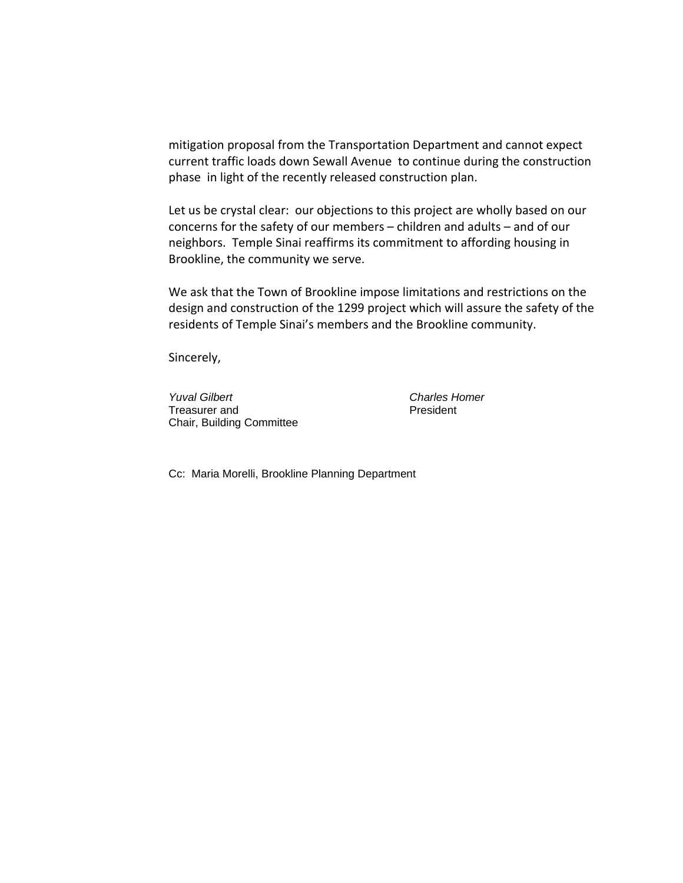mitigation proposal from the Transportation Department and cannot expect current traffic loads down Sewall Avenue to continue during the construction phase in light of the recently released construction plan.

Let us be crystal clear: our objections to this project are wholly based on our concerns for the safety of our members – children and adults – and of our neighbors. Temple Sinai reaffirms its commitment to affording housing in Brookline, the community we serve.

We ask that the Town of Brookline impose limitations and restrictions on the design and construction of the 1299 project which will assure the safety of the residents of Temple Sinai's members and the Brookline community.

Sincerely,

*Yuval Gilbert*
Treasurer and
Chair, Building Committee

*Charles Homer*
President

Cc: Maria Morelli, Brookline Planning Department